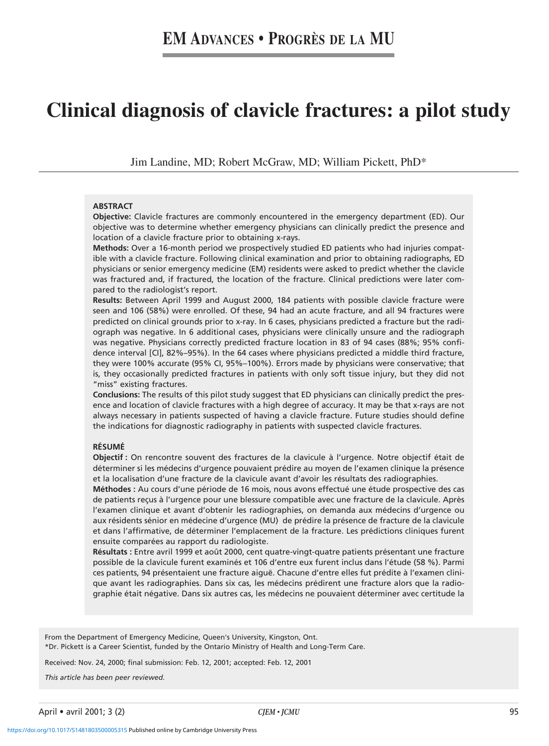EM ADVANCES • PROGRÈS DE LA MU

# Clinical diagnosis of clavicle fractures: a pilot study

Jim Landine, MD; Robert McGraw, MD; William Pickett, PhD*

## ABSTRACT

**Objective:** Clavicle fractures are commonly encountered in the emergency department (ED). Our objective was to determine whether emergency physicians can clinically predict the presence and location of a clavicle fracture prior to obtaining x-rays.

**Methods:** Over a 16-month period we prospectively studied ED patients who had injuries compatible with a clavicle fracture. Following clinical examination and prior to obtaining radiographs, ED physicians or senior emergency medicine (EM) residents were asked to predict whether the clavicle was fractured and, if fractured, the location of the fracture. Clinical predictions were later compared to the radiologist's report.

**Results:** Between April 1999 and August 2000, 184 patients with possible clavicle fracture were seen and 106 (58%) were enrolled. Of these, 94 had an acute fracture, and all 94 fractures were predicted on clinical grounds prior to x-ray. In 6 cases, physicians predicted a fracture but the radiograph was negative. In 6 additional cases, physicians were clinically unsure and the radiograph was negative. Physicians correctly predicted fracture location in 83 of 94 cases (88%; 95% confidence interval [CI], 82%–95%). In the 64 cases where physicians predicted a middle third fracture, they were 100% accurate (95% CI, 95%–100%). Errors made by physicians were conservative; that is, they occasionally predicted fractures in patients with only soft tissue injury, but they did not "miss" existing fractures.

**Conclusions:** The results of this pilot study suggest that ED physicians can clinically predict the presence and location of clavicle fractures with a high degree of accuracy. It may be that x-rays are not always necessary in patients suspected of having a clavicle fracture. Future studies should define the indications for diagnostic radiography in patients with suspected clavicle fractures.

## RÉSUMÉ

**Objectif :** On rencontre souvent des fractures de la clavicule à l'urgence. Notre objectif était de déterminer si les médecins d'urgence pouvaient prédire au moyen de l'examen clinique la présence et la localisation d'une fracture de la clavicule avant d'avoir les résultats des radiographies.

**Méthodes :** Au cours d'une période de 16 mois, nous avons effectué une étude prospective des cas de patients reçus à l'urgence pour une blessure compatible avec une fracture de la clavicule. Après l'examen clinique et avant d'obtenir les radiographies, on demanda aux médecins d'urgence ou aux résidents sénior en médecine d'urgence (MU) de prédire la présence de fracture de la clavicule et dans l'affirmative, de déterminer l'emplacement de la fracture. Les prédictions cliniques furent ensuite comparées au rapport du radiologiste.

**Résultats :** Entre avril 1999 et août 2000, cent quatre-vingt-quatre patients présentant une fracture possible de la clavicule furent examinés et 106 d'entre eux furent inclus dans l'étude (58 %). Parmi ces patients, 94 présentaient une fracture aiguë. Chacune d'entre elles fut prédite à l'examen clinique avant les radiographies. Dans six cas, les médecins prédirent une fracture alors que la radiographie était négative. Dans six autres cas, les médecins ne pouvaient déterminer avec certitude la

From the Department of Emergency Medicine, Queen's University, Kingston, Ont.
*Dr. Pickett is a Career Scientist, funded by the Ontario Ministry of Health and Long-Term Care.

Received: Nov. 24, 2000; final submission: Feb. 12, 2001; accepted: Feb. 12, 2001

*This article has been peer reviewed.*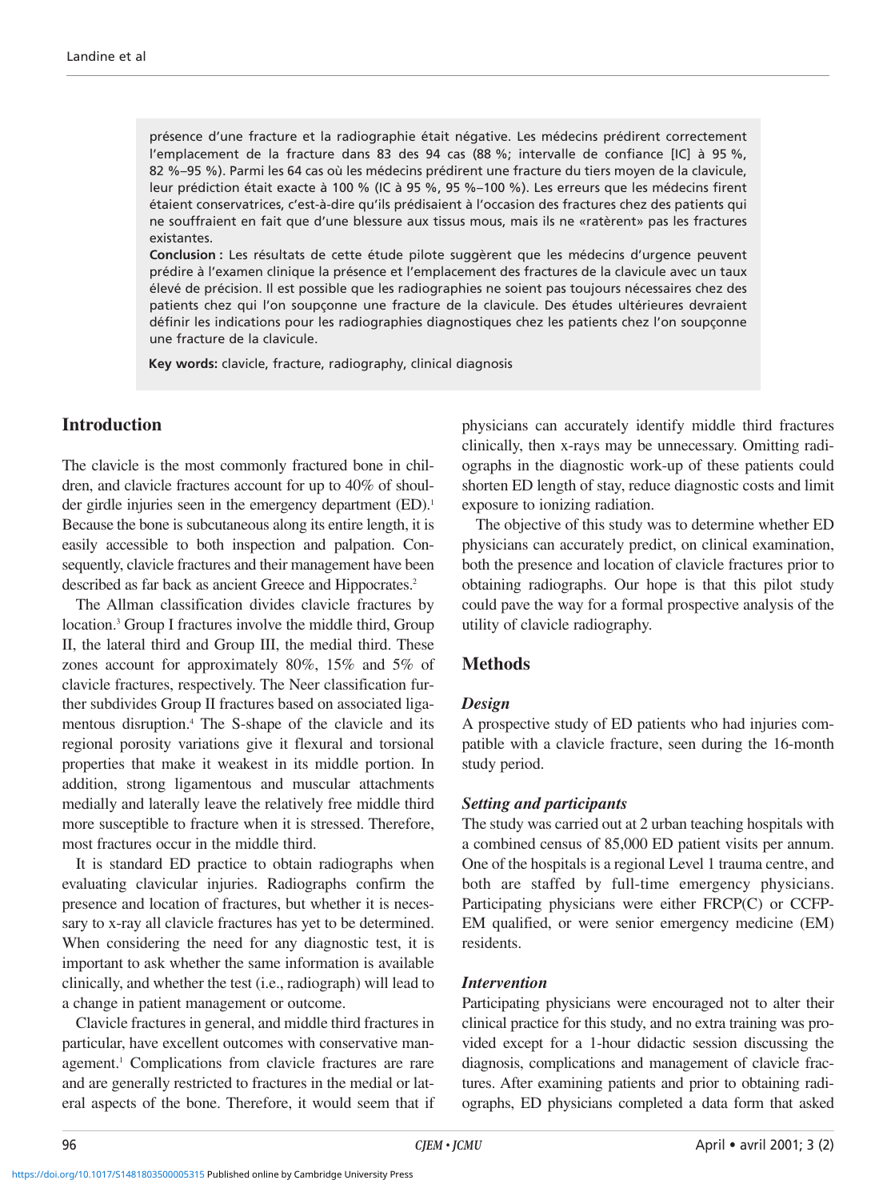présence d'une fracture et la radiographie était négative. Les médecins prédirent correctement l'emplacement de la fracture dans 83 des 94 cas (88 %; intervalle de confiance [IC] à 95 %, 82 %–95 %). Parmi les 64 cas où les médecins prédirent une fracture du tiers moyen de la clavicule, leur prédiction était exacte à 100 % (IC à 95 %, 95 %–100 %). Les erreurs que les médecins firent étaient conservatrices, c'est-à-dire qu'ils prédisaient à l'occasion des fractures chez des patients qui ne souffraient en fait que d'une blessure aux tissus mous, mais ils ne «ratèrent» pas les fractures existantes.

**Conclusion :** Les résultats de cette étude pilote suggèrent que les médecins d'urgence peuvent prédire à l'examen clinique la présence et l'emplacement des fractures de la clavicule avec un taux élevé de précision. Il est possible que les radiographies ne soient pas toujours nécessaires chez des patients chez qui l'on soupçonne une fracture de la clavicule. Des études ultérieures devraient définir les indications pour les radiographies diagnostiques chez les patients chez l'on soupçonne une fracture de la clavicule.

**Key words:** clavicle, fracture, radiography, clinical diagnosis

## Introduction

The clavicle is the most commonly fractured bone in children, and clavicle fractures account for up to 40% of shoulder girdle injuries seen in the emergency department (ED).[1] Because the bone is subcutaneous along its entire length, it is easily accessible to both inspection and palpation. Consequently, clavicle fractures and their management have been described as far back as ancient Greece and Hippocrates.[2]

The Allman classification divides clavicle fractures by location.[3] Group I fractures involve the middle third, Group II, the lateral third and Group III, the medial third. These zones account for approximately 80%, 15% and 5% of clavicle fractures, respectively. The Neer classification further subdivides Group II fractures based on associated ligamentous disruption.[4] The S-shape of the clavicle and its regional porosity variations give it flexural and torsional properties that make it weakest in its middle portion. In addition, strong ligamentous and muscular attachments medially and laterally leave the relatively free middle third more susceptible to fracture when it is stressed. Therefore, most fractures occur in the middle third.

It is standard ED practice to obtain radiographs when evaluating clavicular injuries. Radiographs confirm the presence and location of fractures, but whether it is necessary to x-ray all clavicle fractures has yet to be determined. When considering the need for any diagnostic test, it is important to ask whether the same information is available clinically, and whether the test (i.e., radiograph) will lead to a change in patient management or outcome.

Clavicle fractures in general, and middle third fractures in particular, have excellent outcomes with conservative management.[1] Complications from clavicle fractures are rare and are generally restricted to fractures in the medial or lateral aspects of the bone. Therefore, it would seem that if physicians can accurately identify middle third fractures clinically, then x-rays may be unnecessary. Omitting radiographs in the diagnostic work-up of these patients could shorten ED length of stay, reduce diagnostic costs and limit exposure to ionizing radiation.

The objective of this study was to determine whether ED physicians can accurately predict, on clinical examination, both the presence and location of clavicle fractures prior to obtaining radiographs. Our hope is that this pilot study could pave the way for a formal prospective analysis of the utility of clavicle radiography.

## Methods

### *Design*

A prospective study of ED patients who had injuries compatible with a clavicle fracture, seen during the 16-month study period.

### *Setting and participants*

The study was carried out at 2 urban teaching hospitals with a combined census of 85,000 ED patient visits per annum. One of the hospitals is a regional Level 1 trauma centre, and both are staffed by full-time emergency physicians. Participating physicians were either FRCP(C) or CCFP-EM qualified, or were senior emergency medicine (EM) residents.

### *Intervention*

Participating physicians were encouraged not to alter their clinical practice for this study, and no extra training was provided except for a 1-hour didactic session discussing the diagnosis, complications and management of clavicle fractures. After examining patients and prior to obtaining radiographs, ED physicians completed a data form that asked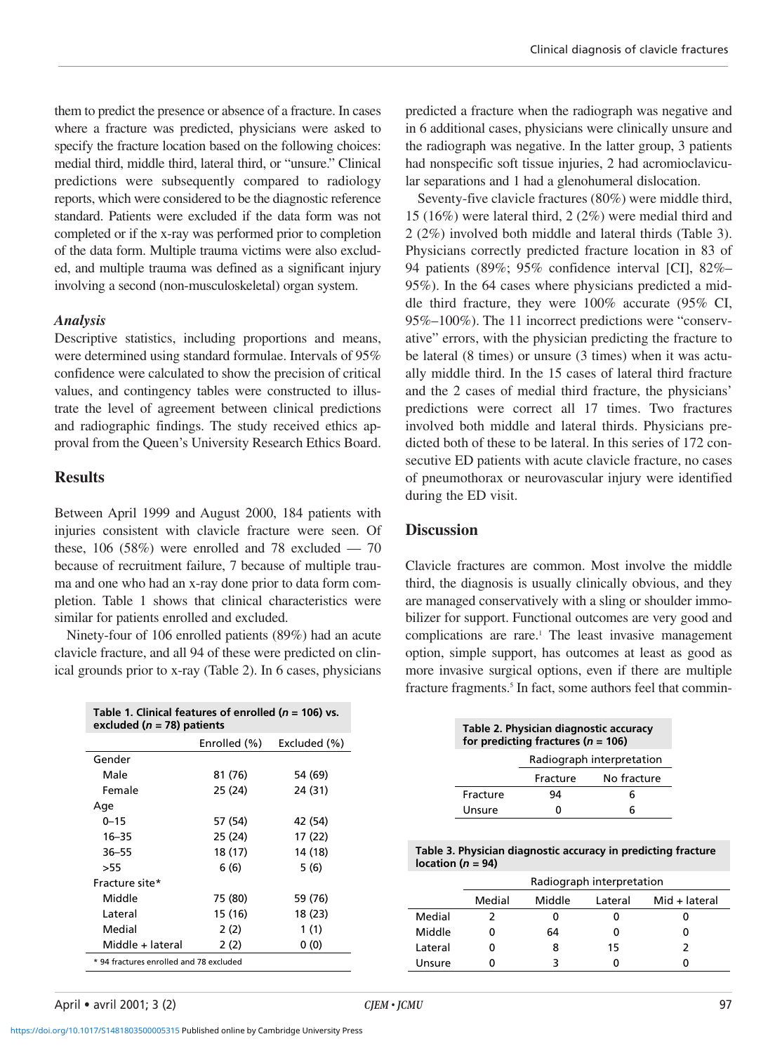them to predict the presence or absence of a fracture. In cases where a fracture was predicted, physicians were asked to specify the fracture location based on the following choices: medial third, middle third, lateral third, or "unsure." Clinical predictions were subsequently compared to radiology reports, which were considered to be the diagnostic reference standard. Patients were excluded if the data form was not completed or if the x-ray was performed prior to completion of the data form. Multiple trauma victims were also excluded, and multiple trauma was defined as a significant injury involving a second (non-musculoskeletal) organ system.

### *Analysis*

Descriptive statistics, including proportions and means, were determined using standard formulae. Intervals of 95% confidence were calculated to show the precision of critical values, and contingency tables were constructed to illustrate the level of agreement between clinical predictions and radiographic findings. The study received ethics approval from the Queen's University Research Ethics Board.

## Results

Between April 1999 and August 2000, 184 patients with injuries consistent with clavicle fracture were seen. Of these, 106 (58%) were enrolled and 78 excluded — 70 because of recruitment failure, 7 because of multiple trauma and one who had an x-ray done prior to data form completion. Table 1 shows that clinical characteristics were similar for patients enrolled and excluded.

Ninety-four of 106 enrolled patients (89%) had an acute clavicle fracture, and all 94 of these were predicted on clinical grounds prior to x-ray (Table 2). In 6 cases, physicians predicted a fracture when the radiograph was negative and in 6 additional cases, physicians were clinically unsure and the radiograph was negative. In the latter group, 3 patients had nonspecific soft tissue injuries, 2 had acromioclavicular separations and 1 had a glenohumeral dislocation.

Seventy-five clavicle fractures (80%) were middle third, 15 (16%) were lateral third, 2 (2%) were medial third and 2 (2%) involved both middle and lateral thirds (Table 3). Physicians correctly predicted fracture location in 83 of 94 patients (89%; 95% confidence interval [CI], 82%–95%). In the 64 cases where physicians predicted a middle third fracture, they were 100% accurate (95% CI, 95%–100%). The 11 incorrect predictions were "conservative" errors, with the physician predicting the fracture to be lateral (8 times) or unsure (3 times) when it was actually middle third. In the 15 cases of lateral third fracture and the 2 cases of medial third fracture, the physicians' predictions were correct all 17 times. Two fractures involved both middle and lateral thirds. Physicians predicted both of these to be lateral. In this series of 172 consecutive ED patients with acute clavicle fracture, no cases of pneumothorax or neurovascular injury were identified during the ED visit.

**Table 1. Clinical features of enrolled ($n$ = 106) vs. excluded ($n$ = 78) patients**

| | Enrolled (%) | Excluded (%) |
|---|---|---|
| Gender | | |
| Male | 81 (76) | 54 (69) |
| Female | 25 (24) | 24 (31) |
| Age | | |
| 0–15 | 57 (54) | 42 (54) |
| 16–35 | 25 (24) | 17 (22) |
| 36–55 | 18 (17) | 14 (18) |
| >55 | 6 (6) | 5 (6) |
| Fracture site* | | |
| Middle | 75 (80) | 59 (76) |
| Lateral | 15 (16) | 18 (23) |
| Medial | 2 (2) | 1 (1) |
| Middle + lateral | 2 (2) | 0 (0) |

\* 94 fractures enrolled and 78 excluded

**Table 2. Physician diagnostic accuracy for predicting fractures ($n$ = 106)**

| | Radiograph interpretation | |
|---|---|---|
| | Fracture | No fracture |
| Fracture | 94 | 6 |
| Unsure | 0 | 6 |

**Table 3. Physician diagnostic accuracy in predicting fracture location ($n$ = 94)**

| | Radiograph interpretation | | | |
|---|---|---|---|---|
| | Medial | Middle | Lateral | Mid + lateral |
| Medial | 2 | 0 | 0 | 0 |
| Middle | 0 | 64 | 0 | 0 |
| Lateral | 0 | 8 | 15 | 2 |
| Unsure | 0 | 3 | 0 | 0 |

## Discussion

Clavicle fractures are common. Most involve the middle third, the diagnosis is usually clinically obvious, and they are managed conservatively with a sling or shoulder immobilizer for support. Functional outcomes are very good and complications are rare.[1] The least invasive management option, simple support, has outcomes at least as good as more invasive surgical options, even if there are multiple fracture fragments.[5] In fact, some authors feel that commin-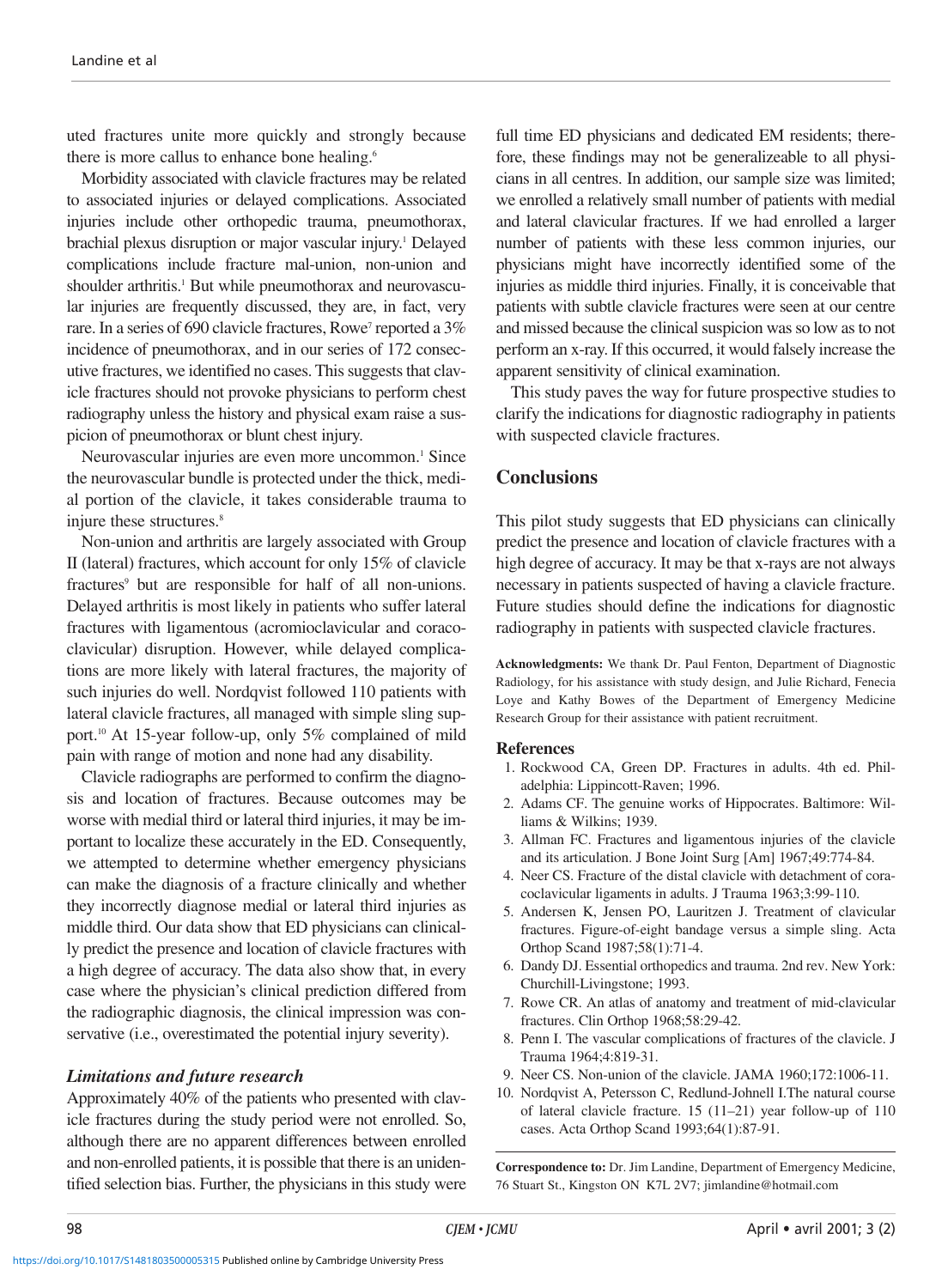uted fractures unite more quickly and strongly because there is more callus to enhance bone healing.[6]

Morbidity associated with clavicle fractures may be related to associated injuries or delayed complications. Associated injuries include other orthopedic trauma, pneumothorax, brachial plexus disruption or major vascular injury.[1] Delayed complications include fracture mal-union, non-union and shoulder arthritis.[1] But while pneumothorax and neurovascular injuries are frequently discussed, they are, in fact, very rare. In a series of 690 clavicle fractures, Rowe[7] reported a 3% incidence of pneumothorax, and in our series of 172 consecutive fractures, we identified no cases. This suggests that clavicle fractures should not provoke physicians to perform chest radiography unless the history and physical exam raise a suspicion of pneumothorax or blunt chest injury.

Neurovascular injuries are even more uncommon.[1] Since the neurovascular bundle is protected under the thick, medial portion of the clavicle, it takes considerable trauma to injure these structures.[8]

Non-union and arthritis are largely associated with Group II (lateral) fractures, which account for only 15% of clavicle fractures[9] but are responsible for half of all non-unions. Delayed arthritis is most likely in patients who suffer lateral fractures with ligamentous (acromioclavicular and coracoclavicular) disruption. However, while delayed complications are more likely with lateral fractures, the majority of such injuries do well. Nordqvist followed 110 patients with lateral clavicle fractures, all managed with simple sling support.[10] At 15-year follow-up, only 5% complained of mild pain with range of motion and none had any disability.

Clavicle radiographs are performed to confirm the diagnosis and location of fractures. Because outcomes may be worse with medial third or lateral third injuries, it may be important to localize these accurately in the ED. Consequently, we attempted to determine whether emergency physicians can make the diagnosis of a fracture clinically and whether they incorrectly diagnose medial or lateral third injuries as middle third. Our data show that ED physicians can clinically predict the presence and location of clavicle fractures with a high degree of accuracy. The data also show that, in every case where the physician's clinical prediction differed from the radiographic diagnosis, the clinical impression was conservative (i.e., overestimated the potential injury severity).

### *Limitations and future research*

Approximately 40% of the patients who presented with clavicle fractures during the study period were not enrolled. So, although there are no apparent differences between enrolled and non-enrolled patients, it is possible that there is an unidentified selection bias. Further, the physicians in this study were full time ED physicians and dedicated EM residents; therefore, these findings may not be generalizeable to all physicians in all centres. In addition, our sample size was limited; we enrolled a relatively small number of patients with medial and lateral clavicular fractures. If we had enrolled a larger number of patients with these less common injuries, our physicians might have incorrectly identified some of the injuries as middle third injuries. Finally, it is conceivable that patients with subtle clavicle fractures were seen at our centre and missed because the clinical suspicion was so low as to not perform an x-ray. If this occurred, it would falsely increase the apparent sensitivity of clinical examination.

This study paves the way for future prospective studies to clarify the indications for diagnostic radiography in patients with suspected clavicle fractures.

## Conclusions

This pilot study suggests that ED physicians can clinically predict the presence and location of clavicle fractures with a high degree of accuracy. It may be that x-rays are not always necessary in patients suspected of having a clavicle fracture. Future studies should define the indications for diagnostic radiography in patients with suspected clavicle fractures.

**Acknowledgments:** We thank Dr. Paul Fenton, Department of Diagnostic Radiology, for his assistance with study design, and Julie Richard, Fenecia Loye and Kathy Bowes of the Department of Emergency Medicine Research Group for their assistance with patient recruitment.

### References

1. Rockwood CA, Green DP. Fractures in adults. 4th ed. Philadelphia: Lippincott-Raven; 1996.
2. Adams CF. The genuine works of Hippocrates. Baltimore: Williams & Wilkins; 1939.
3. Allman FC. Fractures and ligamentous injuries of the clavicle and its articulation. J Bone Joint Surg [Am] 1967;49:774-84.
4. Neer CS. Fracture of the distal clavicle with detachment of coracoclavicular ligaments in adults. J Trauma 1963;3:99-110.
5. Andersen K, Jensen PO, Lauritzen J. Treatment of clavicular fractures. Figure-of-eight bandage versus a simple sling. Acta Orthop Scand 1987;58(1):71-4.
6. Dandy DJ. Essential orthopedics and trauma. 2nd rev. New York: Churchill-Livingstone; 1993.
7. Rowe CR. An atlas of anatomy and treatment of mid-clavicular fractures. Clin Orthop 1968;58:29-42.
8. Penn I. The vascular complications of fractures of the clavicle. J Trauma 1964;4:819-31.
9. Neer CS. Non-union of the clavicle. JAMA 1960;172:1006-11.
10. Nordqvist A, Petersson C, Redlund-Johnell I.The natural course of lateral clavicle fracture. 15 (11–21) year follow-up of 110 cases. Acta Orthop Scand 1993;64(1):87-91.

**Correspondence to:** Dr. Jim Landine, Department of Emergency Medicine, 76 Stuart St., Kingston ON K7L 2V7; jimlandine@hotmail.com